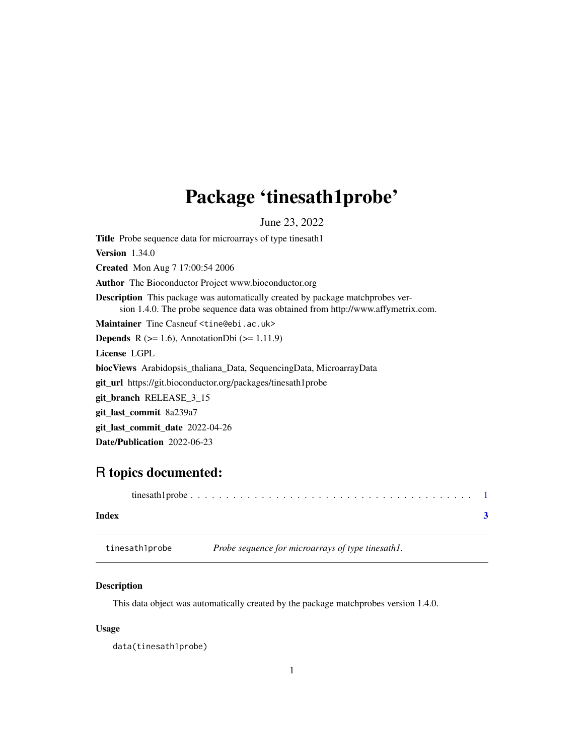# Package 'tinesath1probe'

June 23, 2022

**Title** Probe sequence data for microarrays of type tinesath1

**Version** 1.34.0

**Created** Mon Aug 7 17:00:54 2006

**Author** The Bioconductor Project www.bioconductor.org

**Description** This package was automatically created by package matchprobes version 1.4.0. The probe sequence data was obtained from http://www.affymetrix.com.

**Maintainer** Tine Casneuf <tine@ebi.ac.uk>

**Depends** R (>= 1.6), AnnotationDbi (>= 1.11.9)

**License** LGPL

**biocViews** Arabidopsis_thaliana_Data, SequencingData, MicroarrayData

**git_url** https://git.bioconductor.org/packages/tinesath1probe

**git_branch** RELEASE_3_15

**git_last_commit** 8a239a7

**git_last_commit_date** 2022-04-26

**Date/Publication** 2022-06-23

## R topics documented:

tinesath1probe . . . . . . . . . . . . . . . . . . . . . . . . . . . . . . . . . . . . . . . 1

**Index** **3**

---

`tinesath1probe` *Probe sequence for microarrays of type tinesath1.*

---

### Description

This data object was automatically created by the package matchprobes version 1.4.0.

### Usage

```
data(tinesath1probe)
```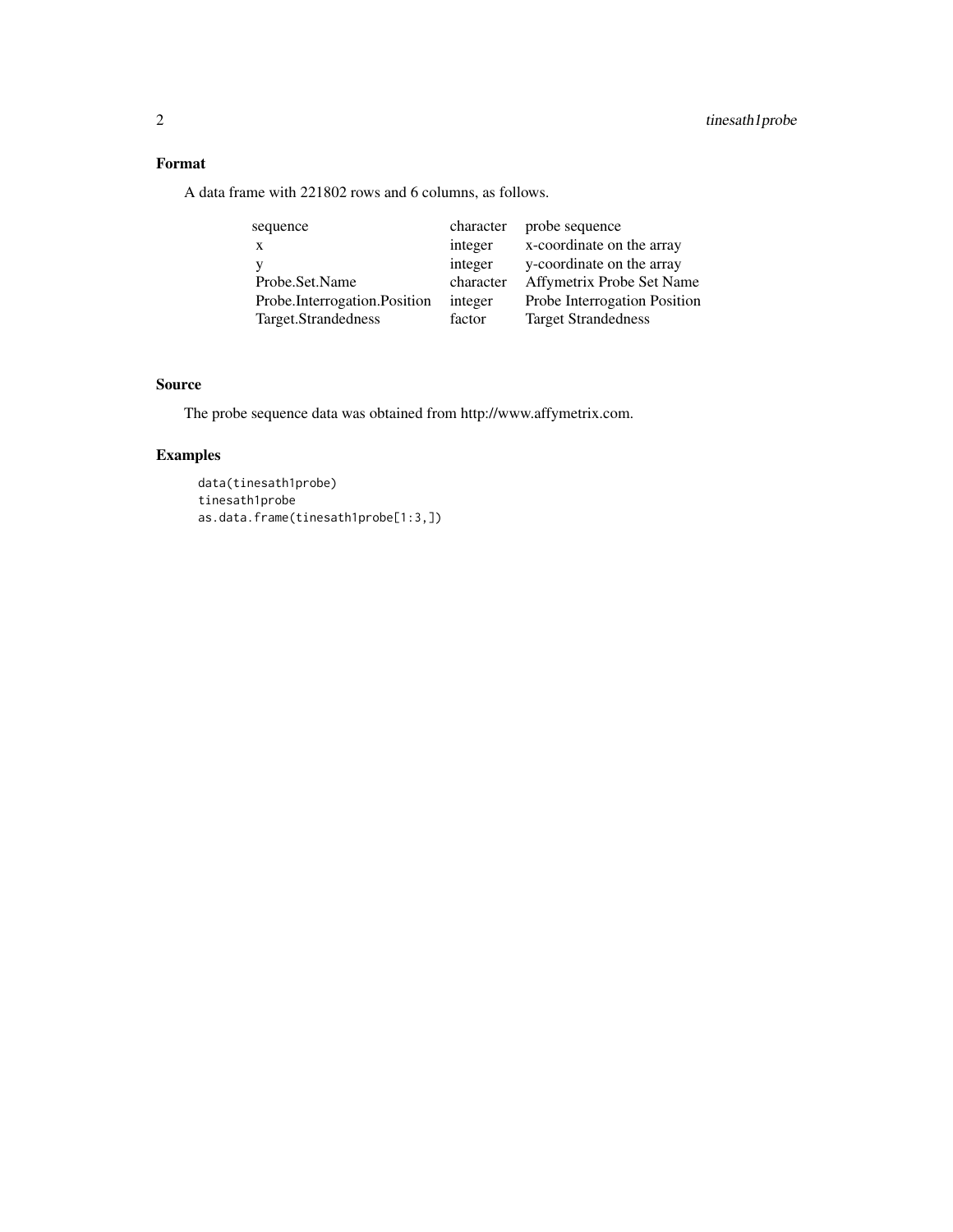## Format

A data frame with 221802 rows and 6 columns, as follows.

| | | |
|---|---|---|
| sequence | character | probe sequence |
| x | integer | x-coordinate on the array |
| y | integer | y-coordinate on the array |
| Probe.Set.Name | character | Affymetrix Probe Set Name |
| Probe.Interrogation.Position | integer | Probe Interrogation Position |
| Target.Strandedness | factor | Target Strandedness |

## Source

The probe sequence data was obtained from http://www.affymetrix.com.

## Examples

```
data(tinesath1probe)
tinesath1probe
as.data.frame(tinesath1probe[1:3,])
```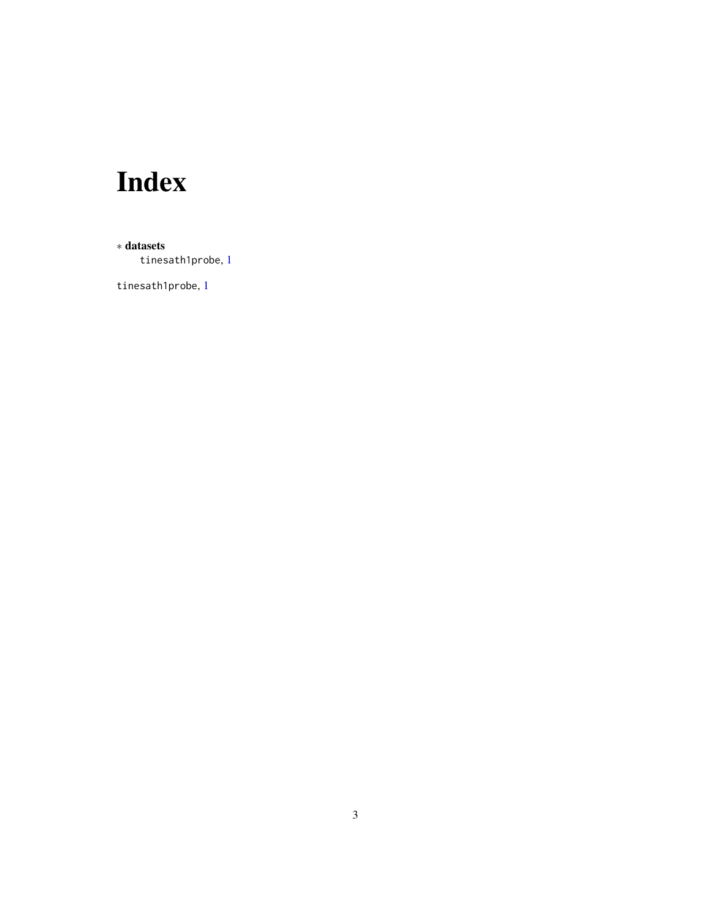# Index

∗ **datasets**
    tinesath1probe, 1

tinesath1probe, 1